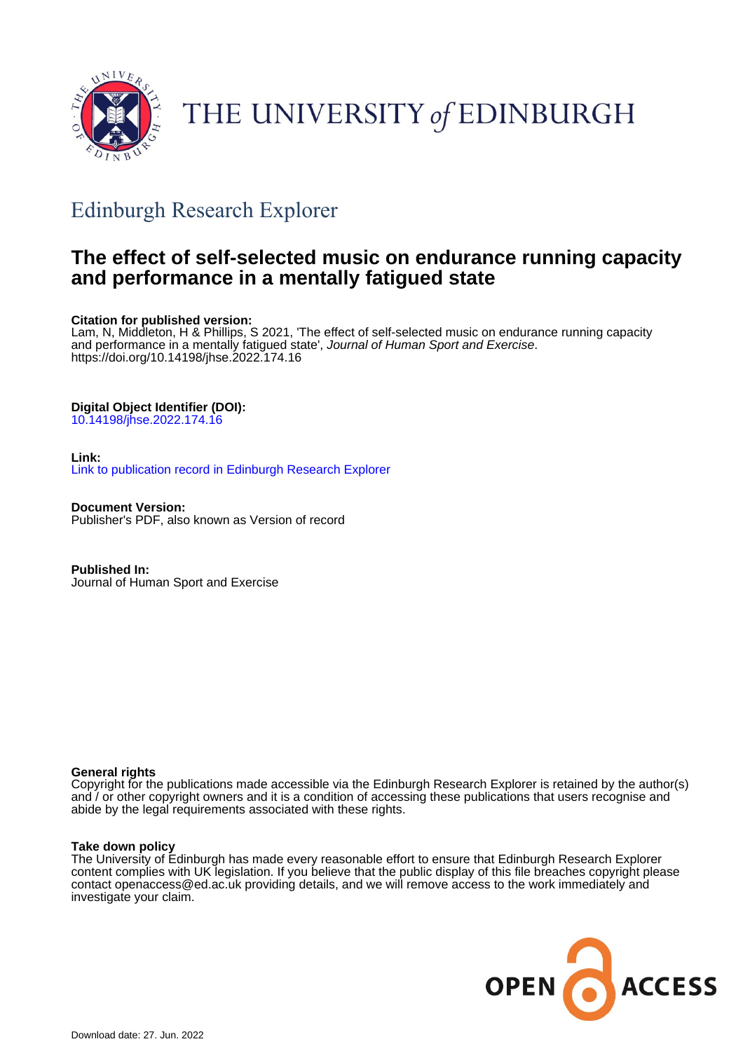# THE UNIVERSITY of EDINBURGH

## Edinburgh Research Explorer

# The effect of self-selected music on endurance running capacity and performance in a mentally fatigued state

**Citation for published version:**
Lam, N, Middleton, H & Phillips, S 2021, 'The effect of self-selected music on endurance running capacity and performance in a mentally fatigued state', *Journal of Human Sport and Exercise*. https://doi.org/10.14198/jhse.2022.174.16

**Digital Object Identifier (DOI):**
10.14198/jhse.2022.174.16

**Link:**
Link to publication record in Edinburgh Research Explorer

**Document Version:**
Publisher's PDF, also known as Version of record

**Published In:**
Journal of Human Sport and Exercise

**General rights**
Copyright for the publications made accessible via the Edinburgh Research Explorer is retained by the author(s) and / or other copyright owners and it is a condition of accessing these publications that users recognise and abide by the legal requirements associated with these rights.

**Take down policy**
The University of Edinburgh has made every reasonable effort to ensure that Edinburgh Research Explorer content complies with UK legislation. If you believe that the public display of this file breaches copyright please contact openaccess@ed.ac.uk providing details, and we will remove access to the work immediately and investigate your claim.

OPEN ACCESS

Download date: 27. Jun. 2022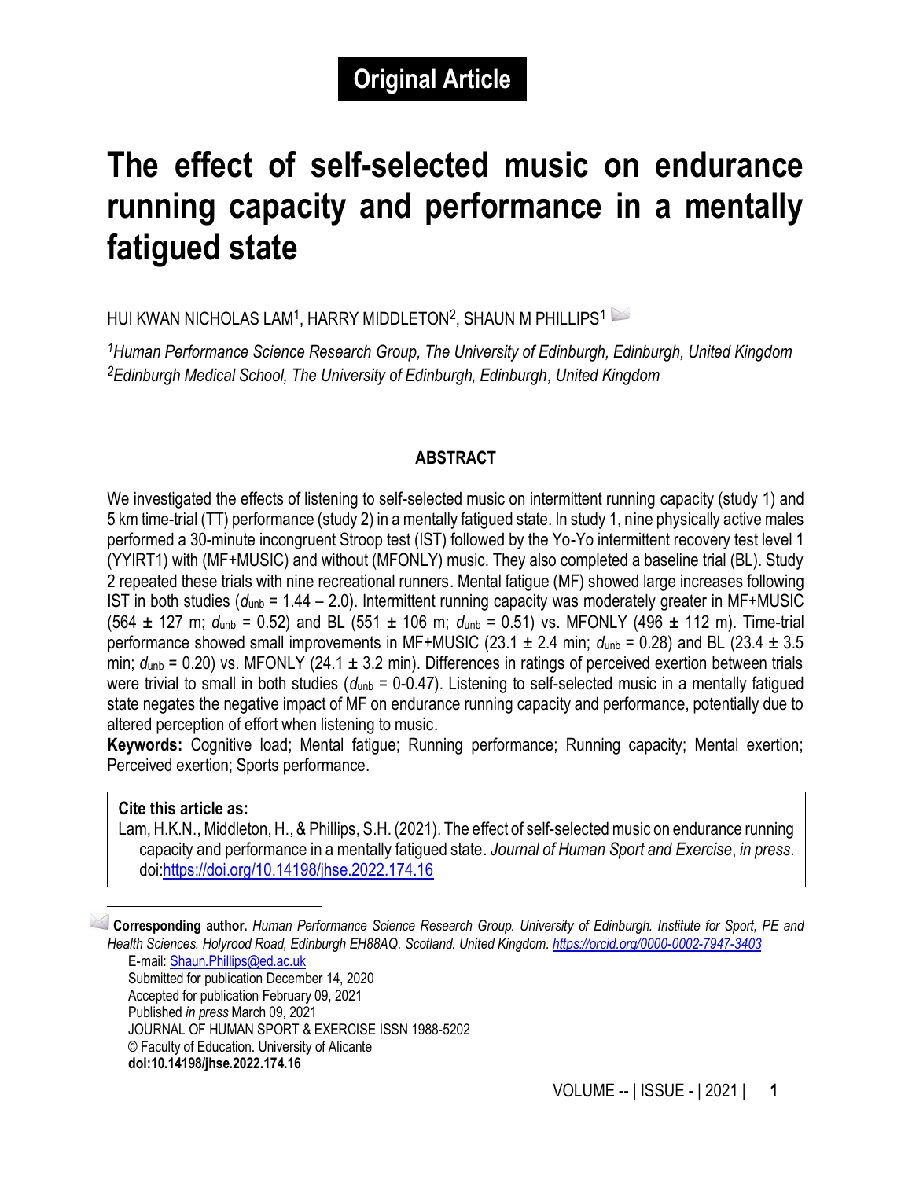## Original Article

# The effect of self-selected music on endurance running capacity and performance in a mentally fatigued state

HUI KWAN NICHOLAS LAM[1], HARRY MIDDLETON[2], SHAUN M PHILLIPS[1]

*[1]Human Performance Science Research Group, The University of Edinburgh, Edinburgh, United Kingdom*
*[2]Edinburgh Medical School, The University of Edinburgh, Edinburgh, United Kingdom*

### ABSTRACT

We investigated the effects of listening to self-selected music on intermittent running capacity (study 1) and 5 km time-trial (TT) performance (study 2) in a mentally fatigued state. In study 1, nine physically active males performed a 30-minute incongruent Stroop test (IST) followed by the Yo-Yo intermittent recovery test level 1 (YYIRT1) with (MF+MUSIC) and without (MFONLY) music. They also completed a baseline trial (BL). Study 2 repeated these trials with nine recreational runners. Mental fatigue (MF) showed large increases following IST in both studies ($d_{unb}$ = 1.44 – 2.0). Intermittent running capacity was moderately greater in MF+MUSIC (564 ± 127 m; $d_{unb}$ = 0.52) and BL (551 ± 106 m; $d_{unb}$ = 0.51) vs. MFONLY (496 ± 112 m). Time-trial performance showed small improvements in MF+MUSIC (23.1 ± 2.4 min; $d_{unb}$ = 0.28) and BL (23.4 ± 3.5 min; $d_{unb}$ = 0.20) vs. MFONLY (24.1 ± 3.2 min). Differences in ratings of perceived exertion between trials were trivial to small in both studies ($d_{unb}$ = 0-0.47). Listening to self-selected music in a mentally fatigued state negates the negative impact of MF on endurance running capacity and performance, potentially due to altered perception of effort when listening to music.

**Keywords:** Cognitive load; Mental fatigue; Running performance; Running capacity; Mental exertion; Perceived exertion; Sports performance.

**Cite this article as:**
Lam, H.K.N., Middleton, H., & Phillips, S.H. (2021). The effect of self-selected music on endurance running capacity and performance in a mentally fatigued state. *Journal of Human Sport and Exercise*, *in press*. doi:https://doi.org/10.14198/jhse.2022.174.16

**Corresponding author.** *Human Performance Science Research Group. University of Edinburgh. Institute for Sport, PE and Health Sciences. Holyrood Road, Edinburgh EH88AQ. Scotland. United Kingdom. https://orcid.org/0000-0002-7947-3403*
E-mail: Shaun.Phillips@ed.ac.uk
Submitted for publication December 14, 2020
Accepted for publication February 09, 2021
Published *in press* March 09, 2021
JOURNAL OF HUMAN SPORT & EXERCISE ISSN 1988-5202
© Faculty of Education. University of Alicante
**doi:10.14198/jhse.2022.174.16**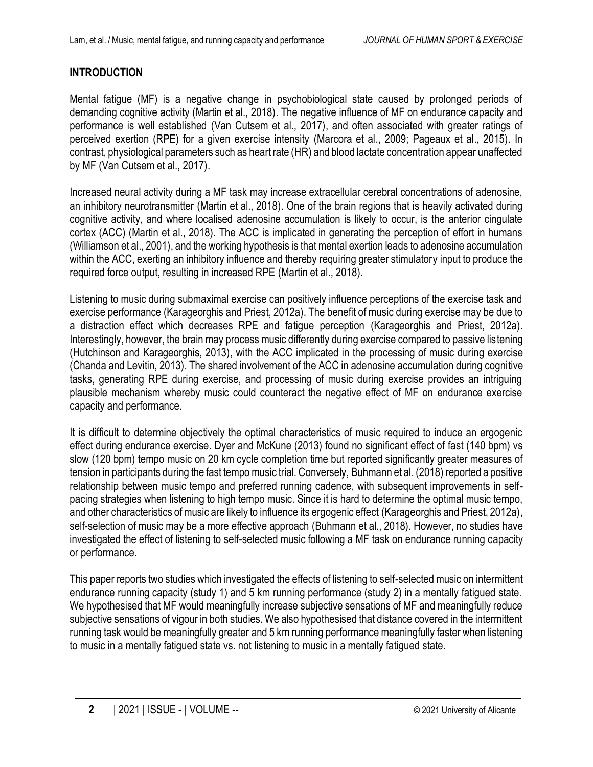## INTRODUCTION

Mental fatigue (MF) is a negative change in psychobiological state caused by prolonged periods of demanding cognitive activity (Martin et al., 2018). The negative influence of MF on endurance capacity and performance is well established (Van Cutsem et al., 2017), and often associated with greater ratings of perceived exertion (RPE) for a given exercise intensity (Marcora et al., 2009; Pageaux et al., 2015). In contrast, physiological parameters such as heart rate (HR) and blood lactate concentration appear unaffected by MF (Van Cutsem et al., 2017).

Increased neural activity during a MF task may increase extracellular cerebral concentrations of adenosine, an inhibitory neurotransmitter (Martin et al., 2018). One of the brain regions that is heavily activated during cognitive activity, and where localised adenosine accumulation is likely to occur, is the anterior cingulate cortex (ACC) (Martin et al., 2018). The ACC is implicated in generating the perception of effort in humans (Williamson et al., 2001), and the working hypothesis is that mental exertion leads to adenosine accumulation within the ACC, exerting an inhibitory influence and thereby requiring greater stimulatory input to produce the required force output, resulting in increased RPE (Martin et al., 2018).

Listening to music during submaximal exercise can positively influence perceptions of the exercise task and exercise performance (Karageorghis and Priest, 2012a). The benefit of music during exercise may be due to a distraction effect which decreases RPE and fatigue perception (Karageorghis and Priest, 2012a). Interestingly, however, the brain may process music differently during exercise compared to passive listening (Hutchinson and Karageorghis, 2013), with the ACC implicated in the processing of music during exercise (Chanda and Levitin, 2013). The shared involvement of the ACC in adenosine accumulation during cognitive tasks, generating RPE during exercise, and processing of music during exercise provides an intriguing plausible mechanism whereby music could counteract the negative effect of MF on endurance exercise capacity and performance.

It is difficult to determine objectively the optimal characteristics of music required to induce an ergogenic effect during endurance exercise. Dyer and McKune (2013) found no significant effect of fast (140 bpm) vs slow (120 bpm) tempo music on 20 km cycle completion time but reported significantly greater measures of tension in participants during the fast tempo music trial. Conversely, Buhmann et al. (2018) reported a positive relationship between music tempo and preferred running cadence, with subsequent improvements in self-pacing strategies when listening to high tempo music. Since it is hard to determine the optimal music tempo, and other characteristics of music are likely to influence its ergogenic effect (Karageorghis and Priest, 2012a), self-selection of music may be a more effective approach (Buhmann et al., 2018). However, no studies have investigated the effect of listening to self-selected music following a MF task on endurance running capacity or performance.

This paper reports two studies which investigated the effects of listening to self-selected music on intermittent endurance running capacity (study 1) and 5 km running performance (study 2) in a mentally fatigued state. We hypothesised that MF would meaningfully increase subjective sensations of MF and meaningfully reduce subjective sensations of vigour in both studies. We also hypothesised that distance covered in the intermittent running task would be meaningfully greater and 5 km running performance meaningfully faster when listening to music in a mentally fatigued state vs. not listening to music in a mentally fatigued state.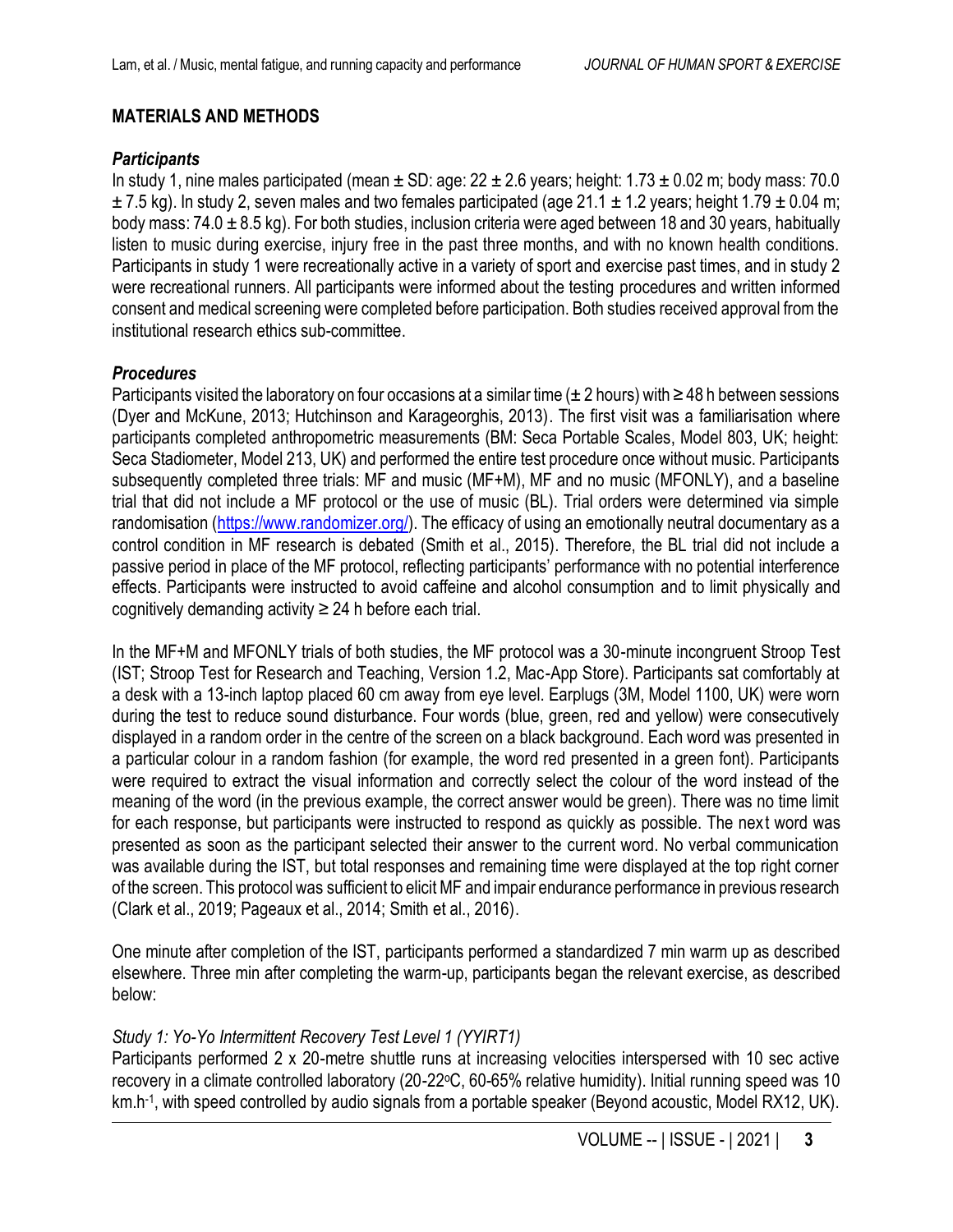## MATERIALS AND METHODS

### *Participants*

In study 1, nine males participated (mean ± SD: age: 22 ± 2.6 years; height: 1.73 ± 0.02 m; body mass: 70.0 ± 7.5 kg). In study 2, seven males and two females participated (age 21.1 ± 1.2 years; height 1.79 ± 0.04 m; body mass: 74.0 ± 8.5 kg). For both studies, inclusion criteria were aged between 18 and 30 years, habitually listen to music during exercise, injury free in the past three months, and with no known health conditions. Participants in study 1 were recreationally active in a variety of sport and exercise past times, and in study 2 were recreational runners. All participants were informed about the testing procedures and written informed consent and medical screening were completed before participation. Both studies received approval from the institutional research ethics sub-committee.

### *Procedures*

Participants visited the laboratory on four occasions at a similar time (± 2 hours) with ≥ 48 h between sessions (Dyer and McKune, 2013; Hutchinson and Karageorghis, 2013). The first visit was a familiarisation where participants completed anthropometric measurements (BM: Seca Portable Scales, Model 803, UK; height: Seca Stadiometer, Model 213, UK) and performed the entire test procedure once without music. Participants subsequently completed three trials: MF and music (MF+M), MF and no music (MFONLY), and a baseline trial that did not include a MF protocol or the use of music (BL). Trial orders were determined via simple randomisation (https://www.randomizer.org/). The efficacy of using an emotionally neutral documentary as a control condition in MF research is debated (Smith et al., 2015). Therefore, the BL trial did not include a passive period in place of the MF protocol, reflecting participants' performance with no potential interference effects. Participants were instructed to avoid caffeine and alcohol consumption and to limit physically and cognitively demanding activity ≥ 24 h before each trial.

In the MF+M and MFONLY trials of both studies, the MF protocol was a 30-minute incongruent Stroop Test (IST; Stroop Test for Research and Teaching, Version 1.2, Mac-App Store). Participants sat comfortably at a desk with a 13-inch laptop placed 60 cm away from eye level. Earplugs (3M, Model 1100, UK) were worn during the test to reduce sound disturbance. Four words (blue, green, red and yellow) were consecutively displayed in a random order in the centre of the screen on a black background. Each word was presented in a particular colour in a random fashion (for example, the word red presented in a green font). Participants were required to extract the visual information and correctly select the colour of the word instead of the meaning of the word (in the previous example, the correct answer would be green). There was no time limit for each response, but participants were instructed to respond as quickly as possible. The next word was presented as soon as the participant selected their answer to the current word. No verbal communication was available during the IST, but total responses and remaining time were displayed at the top right corner of the screen. This protocol was sufficient to elicit MF and impair endurance performance in previous research (Clark et al., 2019; Pageaux et al., 2014; Smith et al., 2016).

One minute after completion of the IST, participants performed a standardized 7 min warm up as described elsewhere. Three min after completing the warm-up, participants began the relevant exercise, as described below:

#### *Study 1: Yo-Yo Intermittent Recovery Test Level 1 (YYIRT1)*

Participants performed 2 x 20-metre shuttle runs at increasing velocities interspersed with 10 sec active recovery in a climate controlled laboratory (20-22$^{o}$C, 60-65% relative humidity). Initial running speed was 10 km.h$^{-1}$, with speed controlled by audio signals from a portable speaker (Beyond acoustic, Model RX12, UK).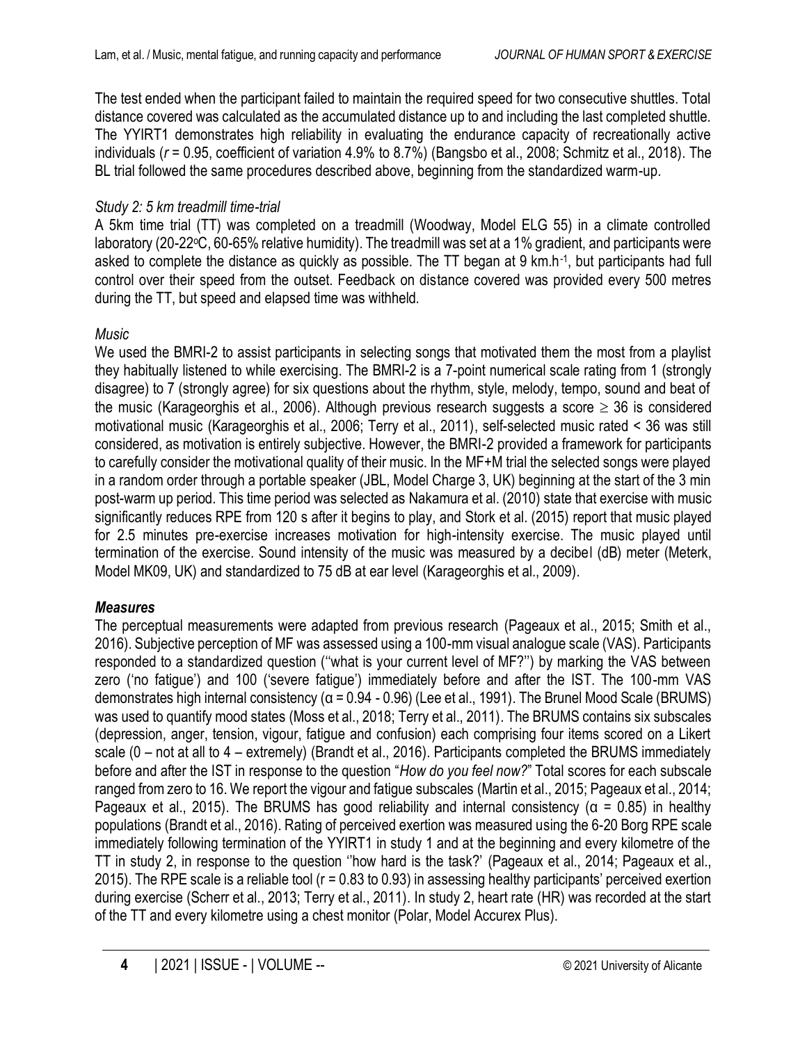The test ended when the participant failed to maintain the required speed for two consecutive shuttles. Total distance covered was calculated as the accumulated distance up to and including the last completed shuttle. The YYIRT1 demonstrates high reliability in evaluating the endurance capacity of recreationally active individuals ($r$ = 0.95, coefficient of variation 4.9% to 8.7%) (Bangsbo et al., 2008; Schmitz et al., 2018). The BL trial followed the same procedures described above, beginning from the standardized warm-up.

*Study 2: 5 km treadmill time-trial*

A 5km time trial (TT) was completed on a treadmill (Woodway, Model ELG 55) in a climate controlled laboratory (20-22$^{o}$C, 60-65% relative humidity). The treadmill was set at a 1% gradient, and participants were asked to complete the distance as quickly as possible. The TT began at 9 km.h$^{-1}$, but participants had full control over their speed from the outset. Feedback on distance covered was provided every 500 metres during the TT, but speed and elapsed time was withheld.

*Music*

We used the BMRI-2 to assist participants in selecting songs that motivated them the most from a playlist they habitually listened to while exercising. The BMRI-2 is a 7-point numerical scale rating from 1 (strongly disagree) to 7 (strongly agree) for six questions about the rhythm, style, melody, tempo, sound and beat of the music (Karageorghis et al., 2006). Although previous research suggests a score $\geq$ 36 is considered motivational music (Karageorghis et al., 2006; Terry et al., 2011), self-selected music rated < 36 was still considered, as motivation is entirely subjective. However, the BMRI-2 provided a framework for participants to carefully consider the motivational quality of their music. In the MF+M trial the selected songs were played in a random order through a portable speaker (JBL, Model Charge 3, UK) beginning at the start of the 3 min post-warm up period. This time period was selected as Nakamura et al. (2010) state that exercise with music significantly reduces RPE from 120 s after it begins to play, and Stork et al. (2015) report that music played for 2.5 minutes pre-exercise increases motivation for high-intensity exercise. The music played until termination of the exercise. Sound intensity of the music was measured by a decibel (dB) meter (Meterk, Model MK09, UK) and standardized to 75 dB at ear level (Karageorghis et al., 2009).

***Measures***

The perceptual measurements were adapted from previous research (Pageaux et al., 2015; Smith et al., 2016). Subjective perception of MF was assessed using a 100-mm visual analogue scale (VAS). Participants responded to a standardized question (''what is your current level of MF?'') by marking the VAS between zero ('no fatigue') and 100 ('severe fatigue') immediately before and after the IST. The 100-mm VAS demonstrates high internal consistency ($\alpha$ = 0.94 - 0.96) (Lee et al., 1991). The Brunel Mood Scale (BRUMS) was used to quantify mood states (Moss et al., 2018; Terry et al., 2011). The BRUMS contains six subscales (depression, anger, tension, vigour, fatigue and confusion) each comprising four items scored on a Likert scale (0 – not at all to 4 – extremely) (Brandt et al., 2016). Participants completed the BRUMS immediately before and after the IST in response to the question "*How do you feel now?*" Total scores for each subscale ranged from zero to 16. We report the vigour and fatigue subscales (Martin et al., 2015; Pageaux et al., 2014; Pageaux et al., 2015). The BRUMS has good reliability and internal consistency ($\alpha$ = 0.85) in healthy populations (Brandt et al., 2016). Rating of perceived exertion was measured using the 6-20 Borg RPE scale immediately following termination of the YYIRT1 in study 1 and at the beginning and every kilometre of the TT in study 2, in response to the question ''how hard is the task?' (Pageaux et al., 2014; Pageaux et al., 2015). The RPE scale is a reliable tool (r = 0.83 to 0.93) in assessing healthy participants' perceived exertion during exercise (Scherr et al., 2013; Terry et al., 2011). In study 2, heart rate (HR) was recorded at the start of the TT and every kilometre using a chest monitor (Polar, Model Accurex Plus).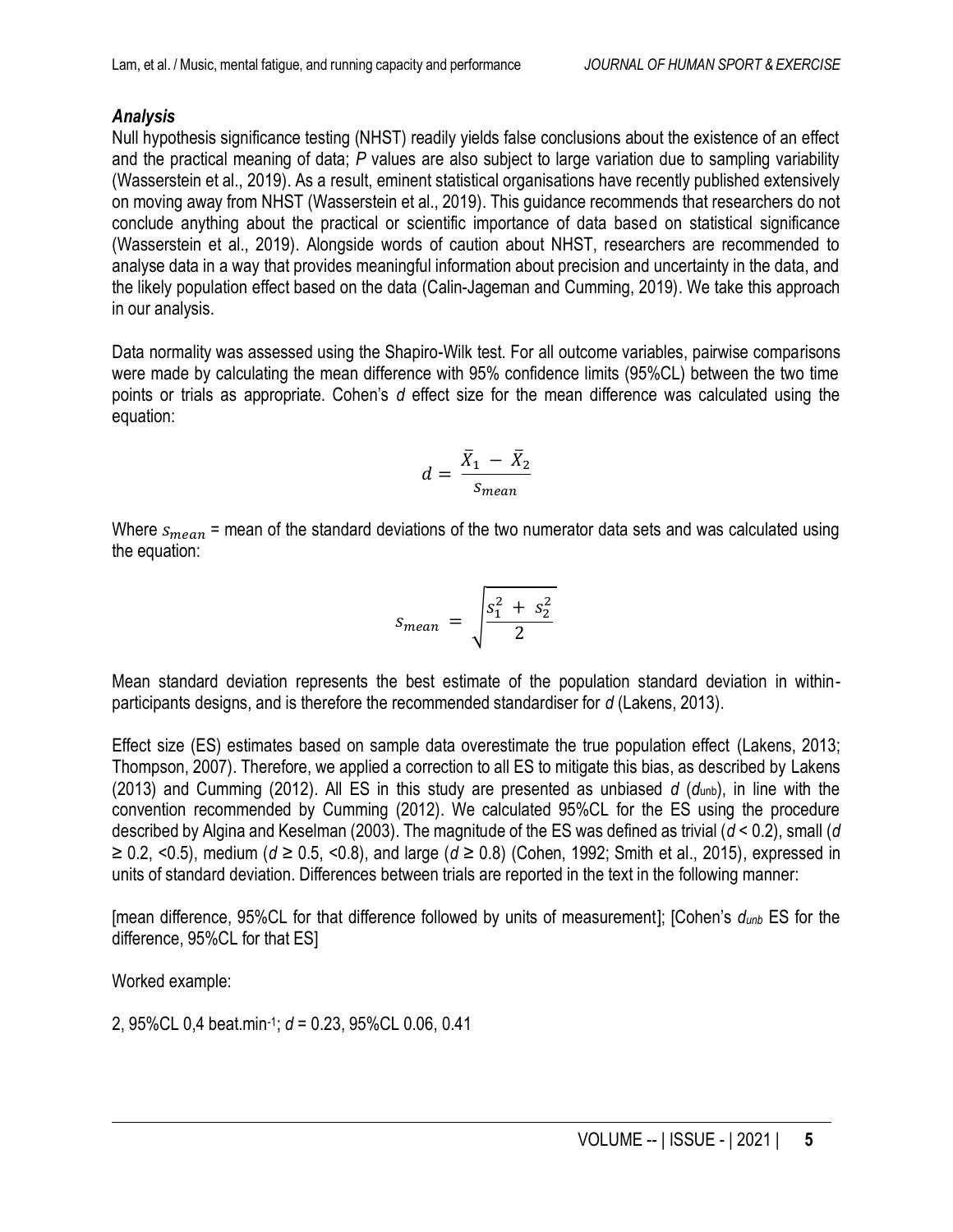### *Analysis*

Null hypothesis significance testing (NHST) readily yields false conclusions about the existence of an effect and the practical meaning of data; *P* values are also subject to large variation due to sampling variability (Wasserstein et al., 2019). As a result, eminent statistical organisations have recently published extensively on moving away from NHST (Wasserstein et al., 2019). This guidance recommends that researchers do not conclude anything about the practical or scientific importance of data based on statistical significance (Wasserstein et al., 2019). Alongside words of caution about NHST, researchers are recommended to analyse data in a way that provides meaningful information about precision and uncertainty in the data, and the likely population effect based on the data (Calin-Jageman and Cumming, 2019). We take this approach in our analysis.

Data normality was assessed using the Shapiro-Wilk test. For all outcome variables, pairwise comparisons were made by calculating the mean difference with 95% confidence limits (95%CL) between the two time points or trials as appropriate. Cohen's *d* effect size for the mean difference was calculated using the equation:

$$d = \frac{\bar{X}_1 - \bar{X}_2}{s_{mean}}$$

Where $s_{mean}$ = mean of the standard deviations of the two numerator data sets and was calculated using the equation:

$$s_{mean} = \sqrt{\frac{s_1^2 + s_2^2}{2}}$$

Mean standard deviation represents the best estimate of the population standard deviation in within-participants designs, and is therefore the recommended standardiser for *d* (Lakens, 2013).

Effect size (ES) estimates based on sample data overestimate the true population effect (Lakens, 2013; Thompson, 2007). Therefore, we applied a correction to all ES to mitigate this bias, as described by Lakens (2013) and Cumming (2012). All ES in this study are presented as unbiased *d* ($d_{unb}$), in line with the convention recommended by Cumming (2012). We calculated 95%CL for the ES using the procedure described by Algina and Keselman (2003). The magnitude of the ES was defined as trivial ($d < 0.2$), small ($d \geq 0.2$, $<0.5$), medium ($d \geq 0.5$, $<0.8$), and large ($d \geq 0.8$) (Cohen, 1992; Smith et al., 2015), expressed in units of standard deviation. Differences between trials are reported in the text in the following manner:

[mean difference, 95%CL for that difference followed by units of measurement]; [Cohen's $d_{unb}$ ES for the difference, 95%CL for that ES]

Worked example:

2, 95%CL 0,4 beat.min$^{-1}$; $d$ = 0.23, 95%CL 0.06, 0.41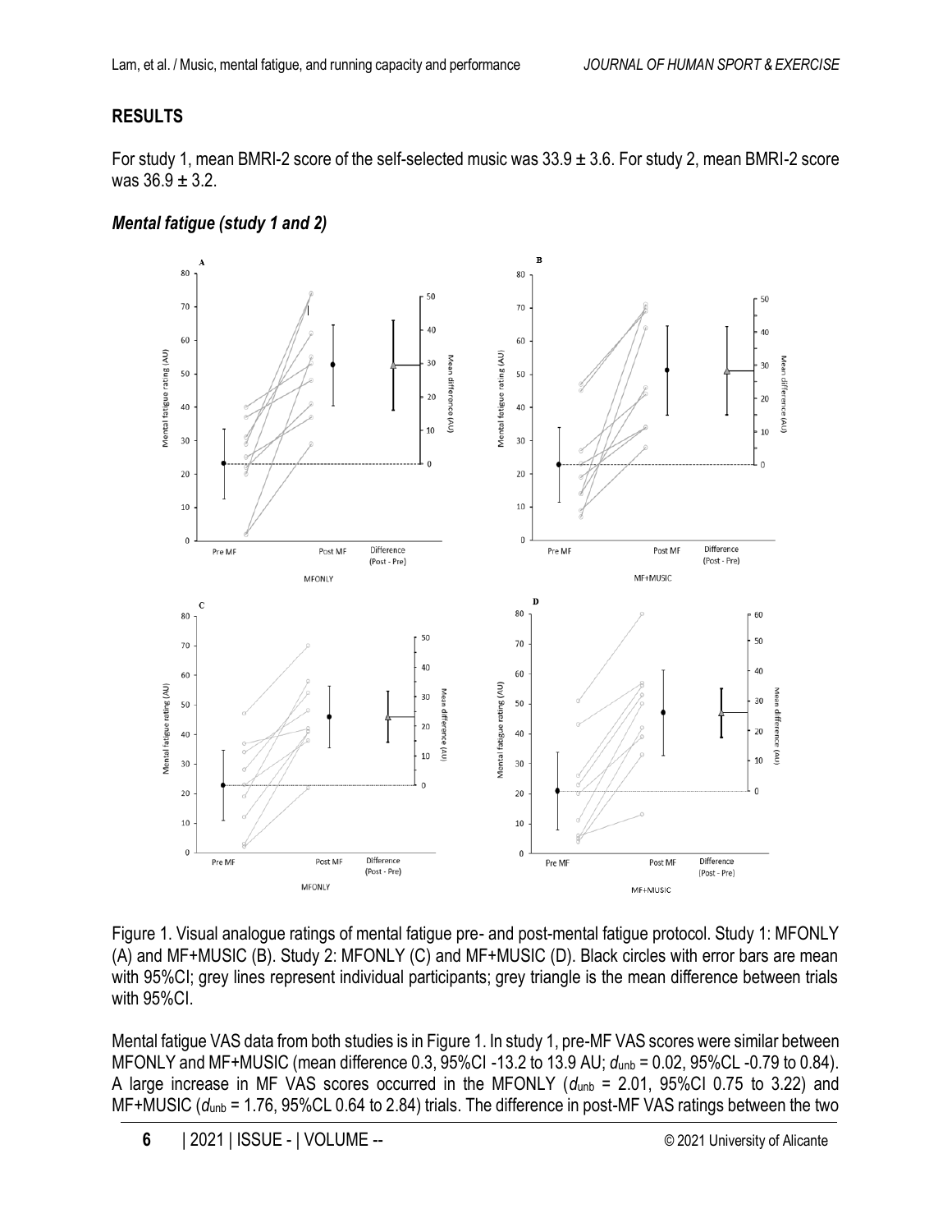## RESULTS

For study 1, mean BMRI-2 score of the self-selected music was 33.9 ± 3.6. For study 2, mean BMRI-2 score was 36.9 ± 3.2.

### *Mental fatigue (study 1 and 2)*

Figure 1. Visual analogue ratings of mental fatigue pre- and post-mental fatigue protocol. Study 1: MFONLY (A) and MF+MUSIC (B). Study 2: MFONLY (C) and MF+MUSIC (D). Black circles with error bars are mean with 95%CI; grey lines represent individual participants; grey triangle is the mean difference between trials with 95%CI.

Mental fatigue VAS data from both studies is in Figure 1. In study 1, pre-MF VAS scores were similar between MFONLY and MF+MUSIC (mean difference 0.3, 95%CI -13.2 to 13.9 AU; $d_{unb}$ = 0.02, 95%CL -0.79 to 0.84). A large increase in MF VAS scores occurred in the MFONLY ($d_{unb}$ = 2.01, 95%CI 0.75 to 3.22) and MF+MUSIC ($d_{unb}$ = 1.76, 95%CL 0.64 to 2.84) trials. The difference in post-MF VAS ratings between the two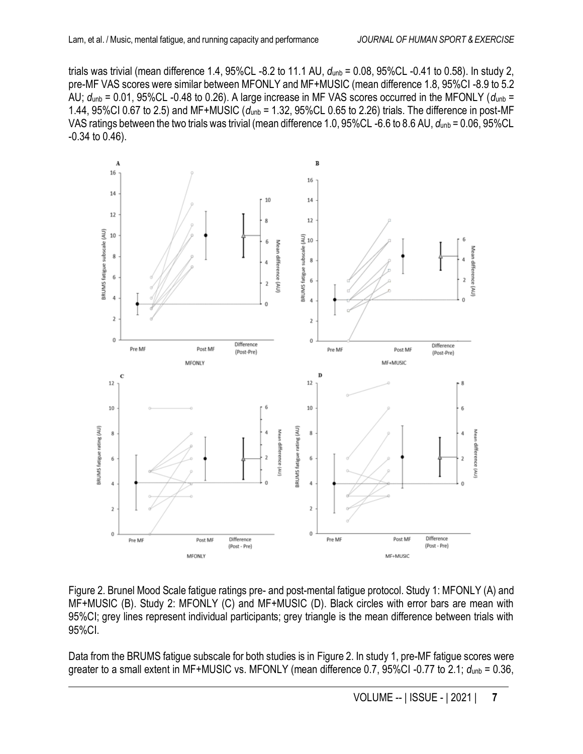trials was trivial (mean difference 1.4, 95%CL -8.2 to 11.1 AU, $d_{unb}$ = 0.08, 95%CL -0.41 to 0.58). In study 2, pre-MF VAS scores were similar between MFONLY and MF+MUSIC (mean difference 1.8, 95%CI -8.9 to 5.2 AU; $d_{unb}$ = 0.01, 95%CL -0.48 to 0.26). A large increase in MF VAS scores occurred in the MFONLY ($d_{unb}$ = 1.44, 95%CI 0.67 to 2.5) and MF+MUSIC ($d_{unb}$ = 1.32, 95%CL 0.65 to 2.26) trials. The difference in post-MF VAS ratings between the two trials was trivial (mean difference 1.0, 95%CL -6.6 to 8.6 AU, $d_{unb}$ = 0.06, 95%CL -0.34 to 0.46).

Figure 2. Brunel Mood Scale fatigue ratings pre- and post-mental fatigue protocol. Study 1: MFONLY (A) and MF+MUSIC (B). Study 2: MFONLY (C) and MF+MUSIC (D). Black circles with error bars are mean with 95%CI; grey lines represent individual participants; grey triangle is the mean difference between trials with 95%CI.

Data from the BRUMS fatigue subscale for both studies is in Figure 2. In study 1, pre-MF fatigue scores were greater to a small extent in MF+MUSIC vs. MFONLY (mean difference 0.7, 95%CI -0.77 to 2.1; $d_{unb}$ = 0.36,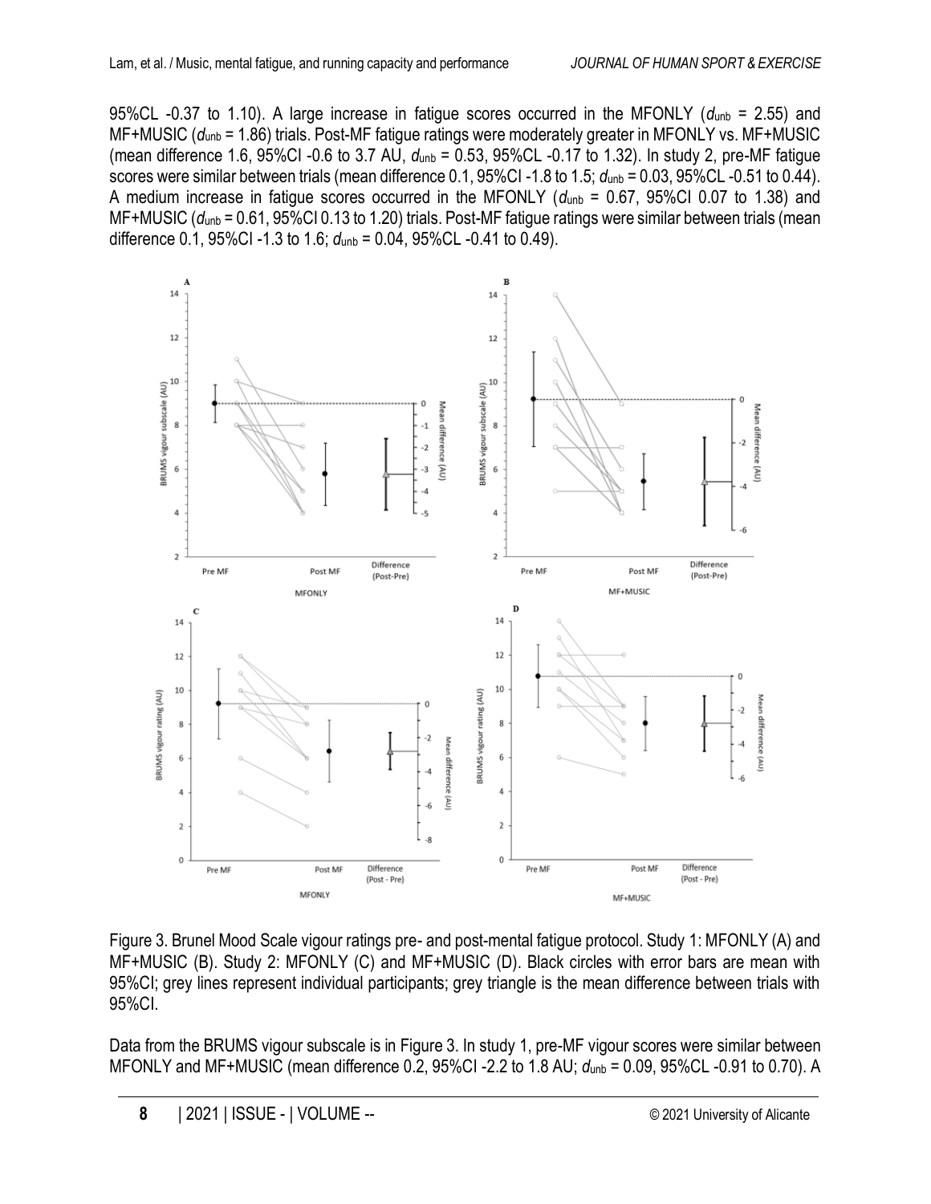95%CL -0.37 to 1.10). A large increase in fatigue scores occurred in the MFONLY ($d_{unb}$ = 2.55) and MF+MUSIC ($d_{unb}$ = 1.86) trials. Post-MF fatigue ratings were moderately greater in MFONLY vs. MF+MUSIC (mean difference 1.6, 95%CI -0.6 to 3.7 AU, $d_{unb}$ = 0.53, 95%CL -0.17 to 1.32). In study 2, pre-MF fatigue scores were similar between trials (mean difference 0.1, 95%CI -1.8 to 1.5; $d_{unb}$ = 0.03, 95%CL -0.51 to 0.44). A medium increase in fatigue scores occurred in the MFONLY ($d_{unb}$ = 0.67, 95%CI 0.07 to 1.38) and MF+MUSIC ($d_{unb}$ = 0.61, 95%CI 0.13 to 1.20) trials. Post-MF fatigue ratings were similar between trials (mean difference 0.1, 95%CI -1.3 to 1.6; $d_{unb}$ = 0.04, 95%CL -0.41 to 0.49).

Figure 3. Brunel Mood Scale vigour ratings pre- and post-mental fatigue protocol. Study 1: MFONLY (A) and MF+MUSIC (B). Study 2: MFONLY (C) and MF+MUSIC (D). Black circles with error bars are mean with 95%CI; grey lines represent individual participants; grey triangle is the mean difference between trials with 95%CI.

Data from the BRUMS vigour subscale is in Figure 3. In study 1, pre-MF vigour scores were similar between MFONLY and MF+MUSIC (mean difference 0.2, 95%CI -2.2 to 1.8 AU; $d_{unb}$ = 0.09, 95%CL -0.91 to 0.70). A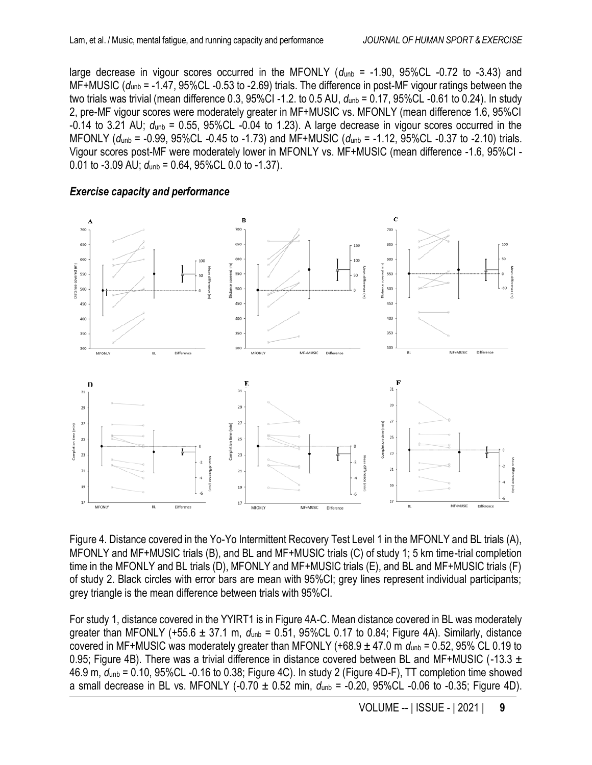large decrease in vigour scores occurred in the MFONLY ($d_{unb}$ = -1.90, 95%CL -0.72 to -3.43) and MF+MUSIC ($d_{unb}$ = -1.47, 95%CL -0.53 to -2.69) trials. The difference in post-MF vigour ratings between the two trials was trivial (mean difference 0.3, 95%CI -1.2. to 0.5 AU, $d_{unb}$ = 0.17, 95%CL -0.61 to 0.24). In study 2, pre-MF vigour scores were moderately greater in MF+MUSIC vs. MFONLY (mean difference 1.6, 95%CI -0.14 to 3.21 AU; $d_{unb}$ = 0.55, 95%CL -0.04 to 1.23). A large decrease in vigour scores occurred in the MFONLY ($d_{unb}$ = -0.99, 95%CL -0.45 to -1.73) and MF+MUSIC ($d_{unb}$ = -1.12, 95%CL -0.37 to -2.10) trials. Vigour scores post-MF were moderately lower in MFONLY vs. MF+MUSIC (mean difference -1.6, 95%CI -0.01 to -3.09 AU; $d_{unb}$ = 0.64, 95%CL 0.0 to -1.37).

### *Exercise capacity and performance*

Figure 4. Distance covered in the Yo-Yo Intermittent Recovery Test Level 1 in the MFONLY and BL trials (A), MFONLY and MF+MUSIC trials (B), and BL and MF+MUSIC trials (C) of study 1; 5 km time-trial completion time in the MFONLY and BL trials (D), MFONLY and MF+MUSIC trials (E), and BL and MF+MUSIC trials (F) of study 2. Black circles with error bars are mean with 95%CI; grey lines represent individual participants; grey triangle is the mean difference between trials with 95%CI.

For study 1, distance covered in the YYIRT1 is in Figure 4A-C. Mean distance covered in BL was moderately greater than MFONLY (+55.6 ± 37.1 m, $d_{unb}$ = 0.51, 95%CL 0.17 to 0.84; Figure 4A). Similarly, distance covered in MF+MUSIC was moderately greater than MFONLY (+68.9 ± 47.0 m $d_{unb}$ = 0.52, 95% CL 0.19 to 0.95; Figure 4B). There was a trivial difference in distance covered between BL and MF+MUSIC (-13.3 ± 46.9 m, $d_{unb}$ = 0.10, 95%CL -0.16 to 0.38; Figure 4C). In study 2 (Figure 4D-F), TT completion time showed a small decrease in BL vs. MFONLY (-0.70 ± 0.52 min, $d_{unb}$ = -0.20, 95%CL -0.06 to -0.35; Figure 4D).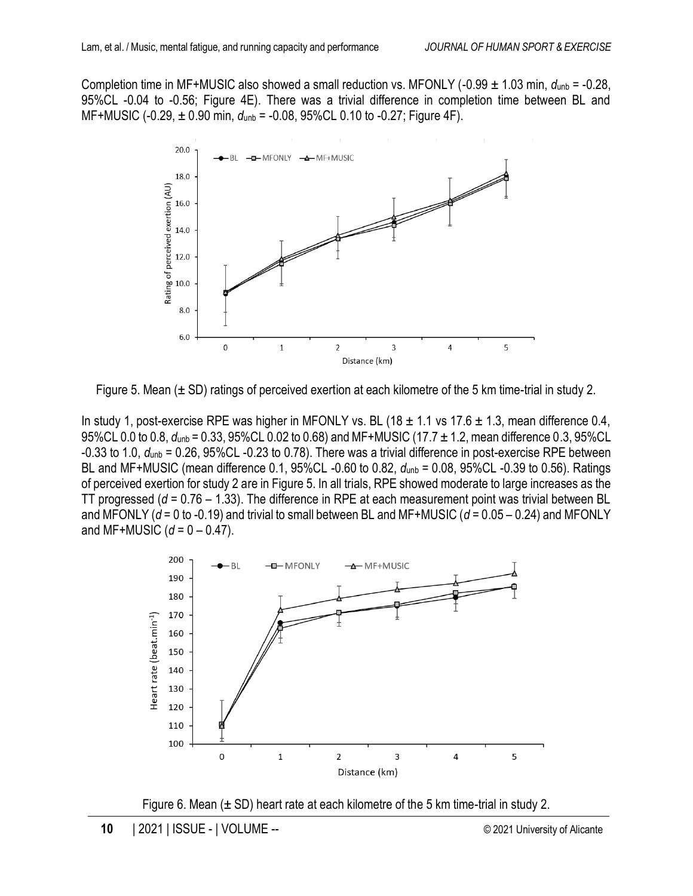Completion time in MF+MUSIC also showed a small reduction vs. MFONLY (-0.99 ± 1.03 min, $d_{unb}$ = -0.28, 95%CL -0.04 to -0.56; Figure 4E). There was a trivial difference in completion time between BL and MF+MUSIC (-0.29, ± 0.90 min, $d_{unb}$ = -0.08, 95%CL 0.10 to -0.27; Figure 4F).

Figure 5. Mean (± SD) ratings of perceived exertion at each kilometre of the 5 km time-trial in study 2.

In study 1, post-exercise RPE was higher in MFONLY vs. BL (18 ± 1.1 vs 17.6 ± 1.3, mean difference 0.4, 95%CL 0.0 to 0.8, $d_{unb}$ = 0.33, 95%CL 0.02 to 0.68) and MF+MUSIC (17.7 ± 1.2, mean difference 0.3, 95%CL -0.33 to 1.0, $d_{unb}$ = 0.26, 95%CL -0.23 to 0.78). There was a trivial difference in post-exercise RPE between BL and MF+MUSIC (mean difference 0.1, 95%CL -0.60 to 0.82, $d_{unb}$ = 0.08, 95%CL -0.39 to 0.56). Ratings of perceived exertion for study 2 are in Figure 5. In all trials, RPE showed moderate to large increases as the TT progressed (*d* = 0.76 – 1.33). The difference in RPE at each measurement point was trivial between BL and MFONLY (*d* = 0 to -0.19) and trivial to small between BL and MF+MUSIC (*d* = 0.05 – 0.24) and MFONLY and MF+MUSIC (*d* = 0 – 0.47).

Figure 6. Mean (± SD) heart rate at each kilometre of the 5 km time-trial in study 2.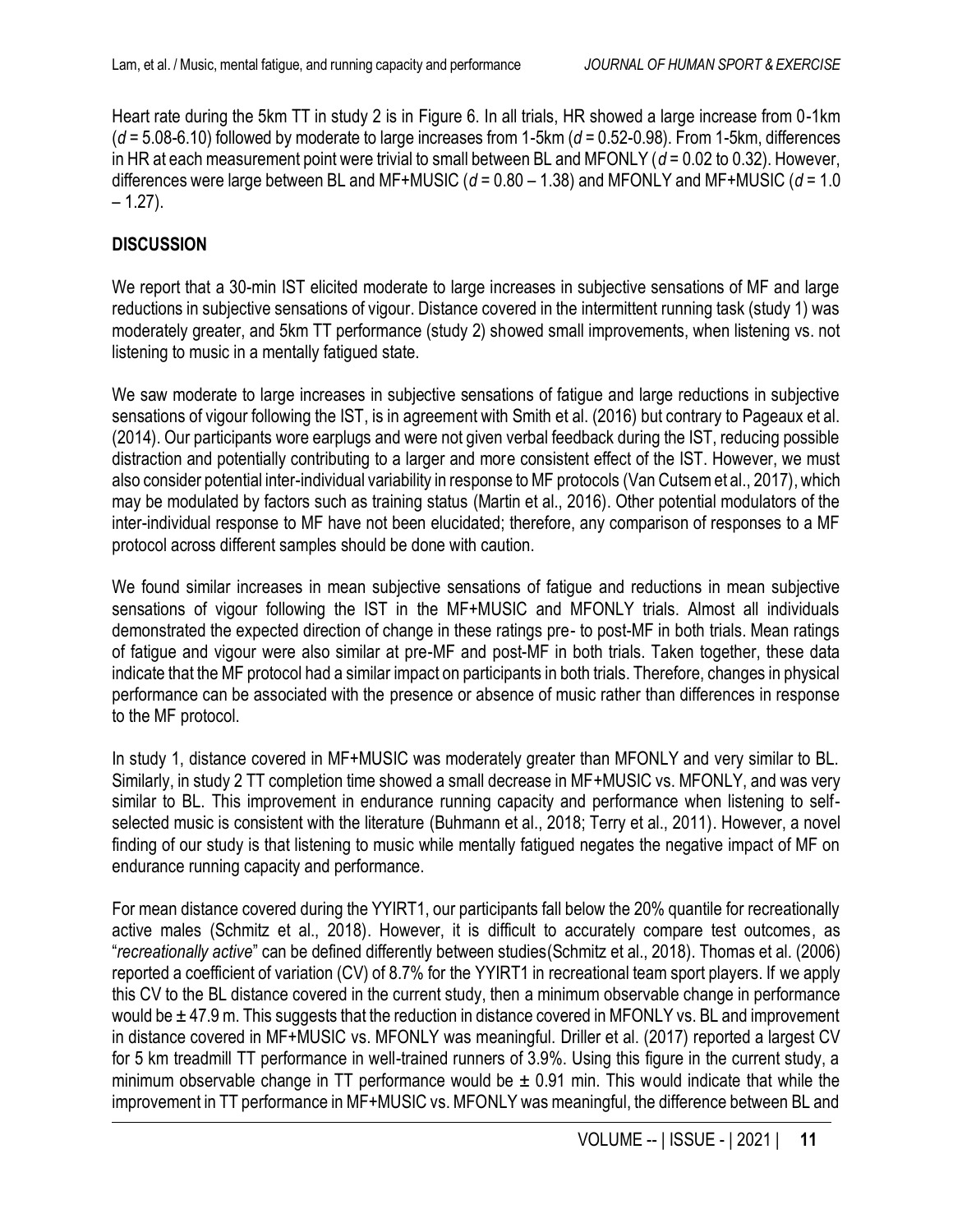Heart rate during the 5km TT in study 2 is in Figure 6. In all trials, HR showed a large increase from 0-1km ($d$ = 5.08-6.10) followed by moderate to large increases from 1-5km ($d$ = 0.52-0.98). From 1-5km, differences in HR at each measurement point were trivial to small between BL and MFONLY ($d$ = 0.02 to 0.32). However, differences were large between BL and MF+MUSIC ($d$ = 0.80 – 1.38) and MFONLY and MF+MUSIC ($d$ = 1.0 – 1.27).

## DISCUSSION

We report that a 30-min IST elicited moderate to large increases in subjective sensations of MF and large reductions in subjective sensations of vigour. Distance covered in the intermittent running task (study 1) was moderately greater, and 5km TT performance (study 2) showed small improvements, when listening vs. not listening to music in a mentally fatigued state.

We saw moderate to large increases in subjective sensations of fatigue and large reductions in subjective sensations of vigour following the IST, is in agreement with Smith et al. (2016) but contrary to Pageaux et al. (2014). Our participants wore earplugs and were not given verbal feedback during the IST, reducing possible distraction and potentially contributing to a larger and more consistent effect of the IST. However, we must also consider potential inter-individual variability in response to MF protocols (Van Cutsem et al., 2017), which may be modulated by factors such as training status (Martin et al., 2016). Other potential modulators of the inter-individual response to MF have not been elucidated; therefore, any comparison of responses to a MF protocol across different samples should be done with caution.

We found similar increases in mean subjective sensations of fatigue and reductions in mean subjective sensations of vigour following the IST in the MF+MUSIC and MFONLY trials. Almost all individuals demonstrated the expected direction of change in these ratings pre- to post-MF in both trials. Mean ratings of fatigue and vigour were also similar at pre-MF and post-MF in both trials. Taken together, these data indicate that the MF protocol had a similar impact on participants in both trials. Therefore, changes in physical performance can be associated with the presence or absence of music rather than differences in response to the MF protocol.

In study 1, distance covered in MF+MUSIC was moderately greater than MFONLY and very similar to BL. Similarly, in study 2 TT completion time showed a small decrease in MF+MUSIC vs. MFONLY, and was very similar to BL. This improvement in endurance running capacity and performance when listening to self-selected music is consistent with the literature (Buhmann et al., 2018; Terry et al., 2011). However, a novel finding of our study is that listening to music while mentally fatigued negates the negative impact of MF on endurance running capacity and performance.

For mean distance covered during the YYIRT1, our participants fall below the 20% quantile for recreationally active males (Schmitz et al., 2018). However, it is difficult to accurately compare test outcomes, as "*recreationally active*" can be defined differently between studies(Schmitz et al., 2018). Thomas et al. (2006) reported a coefficient of variation (CV) of 8.7% for the YYIRT1 in recreational team sport players. If we apply this CV to the BL distance covered in the current study, then a minimum observable change in performance would be ± 47.9 m. This suggests that the reduction in distance covered in MFONLY vs. BL and improvement in distance covered in MF+MUSIC vs. MFONLY was meaningful. Driller et al. (2017) reported a largest CV for 5 km treadmill TT performance in well-trained runners of 3.9%. Using this figure in the current study, a minimum observable change in TT performance would be ± 0.91 min. This would indicate that while the improvement in TT performance in MF+MUSIC vs. MFONLY was meaningful, the difference between BL and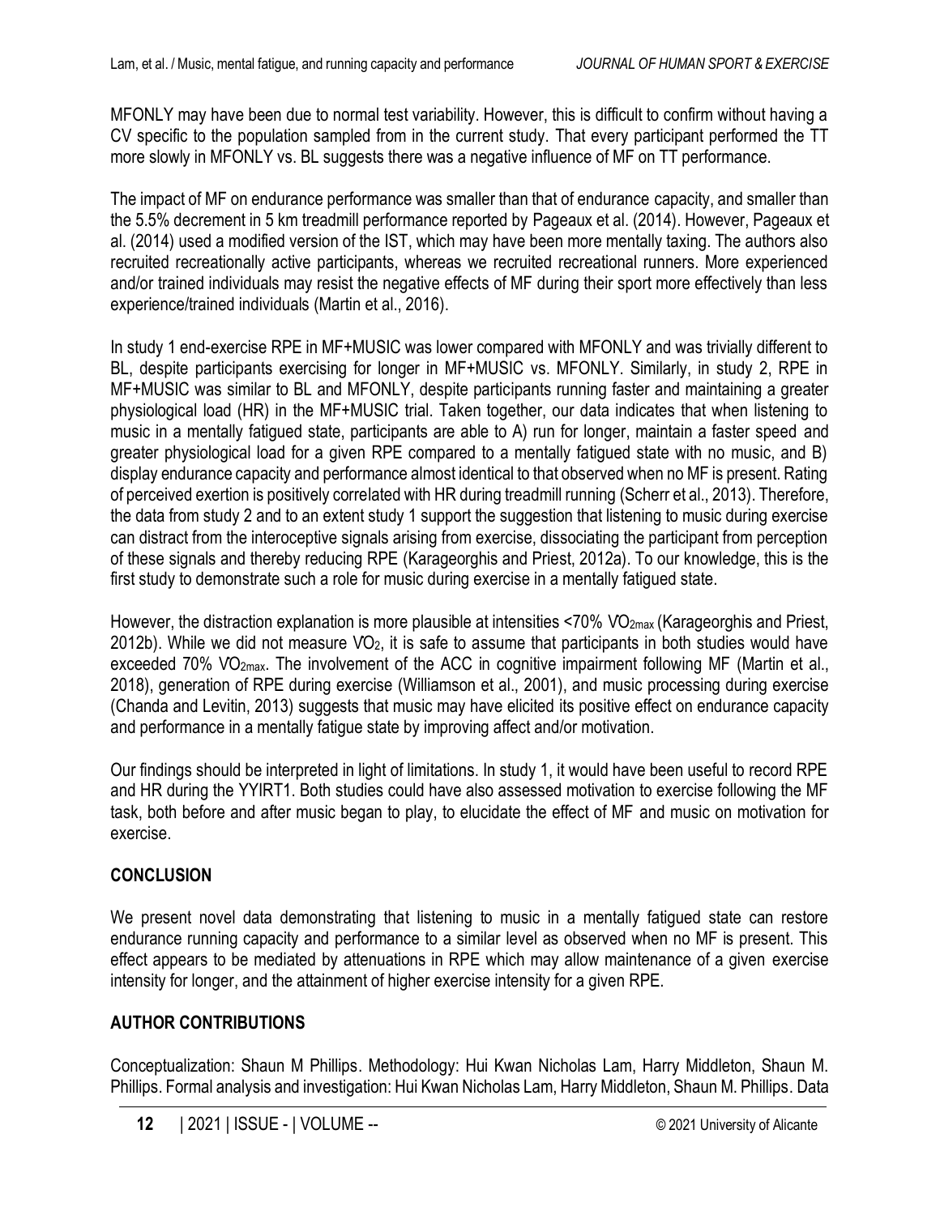MFONLY may have been due to normal test variability. However, this is difficult to confirm without having a CV specific to the population sampled from in the current study. That every participant performed the TT more slowly in MFONLY vs. BL suggests there was a negative influence of MF on TT performance.

The impact of MF on endurance performance was smaller than that of endurance capacity, and smaller than the 5.5% decrement in 5 km treadmill performance reported by Pageaux et al. (2014). However, Pageaux et al. (2014) used a modified version of the IST, which may have been more mentally taxing. The authors also recruited recreationally active participants, whereas we recruited recreational runners. More experienced and/or trained individuals may resist the negative effects of MF during their sport more effectively than less experience/trained individuals (Martin et al., 2016).

In study 1 end-exercise RPE in MF+MUSIC was lower compared with MFONLY and was trivially different to BL, despite participants exercising for longer in MF+MUSIC vs. MFONLY. Similarly, in study 2, RPE in MF+MUSIC was similar to BL and MFONLY, despite participants running faster and maintaining a greater physiological load (HR) in the MF+MUSIC trial. Taken together, our data indicates that when listening to music in a mentally fatigued state, participants are able to A) run for longer, maintain a faster speed and greater physiological load for a given RPE compared to a mentally fatigued state with no music, and B) display endurance capacity and performance almost identical to that observed when no MF is present. Rating of perceived exertion is positively correlated with HR during treadmill running (Scherr et al., 2013). Therefore, the data from study 2 and to an extent study 1 support the suggestion that listening to music during exercise can distract from the interoceptive signals arising from exercise, dissociating the participant from perception of these signals and thereby reducing RPE (Karageorghis and Priest, 2012a). To our knowledge, this is the first study to demonstrate such a role for music during exercise in a mentally fatigued state.

However, the distraction explanation is more plausible at intensities <70% $\dot{V}O_{2max}$ (Karageorghis and Priest, 2012b). While we did not measure $\dot{V}O_2$, it is safe to assume that participants in both studies would have exceeded 70% $\dot{V}O_{2max}$. The involvement of the ACC in cognitive impairment following MF (Martin et al., 2018), generation of RPE during exercise (Williamson et al., 2001), and music processing during exercise (Chanda and Levitin, 2013) suggests that music may have elicited its positive effect on endurance capacity and performance in a mentally fatigue state by improving affect and/or motivation.

Our findings should be interpreted in light of limitations. In study 1, it would have been useful to record RPE and HR during the YYIRT1. Both studies could have also assessed motivation to exercise following the MF task, both before and after music began to play, to elucidate the effect of MF and music on motivation for exercise.

## CONCLUSION

We present novel data demonstrating that listening to music in a mentally fatigued state can restore endurance running capacity and performance to a similar level as observed when no MF is present. This effect appears to be mediated by attenuations in RPE which may allow maintenance of a given exercise intensity for longer, and the attainment of higher exercise intensity for a given RPE.

## AUTHOR CONTRIBUTIONS

Conceptualization: Shaun M Phillips. Methodology: Hui Kwan Nicholas Lam, Harry Middleton, Shaun M. Phillips. Formal analysis and investigation: Hui Kwan Nicholas Lam, Harry Middleton, Shaun M. Phillips. Data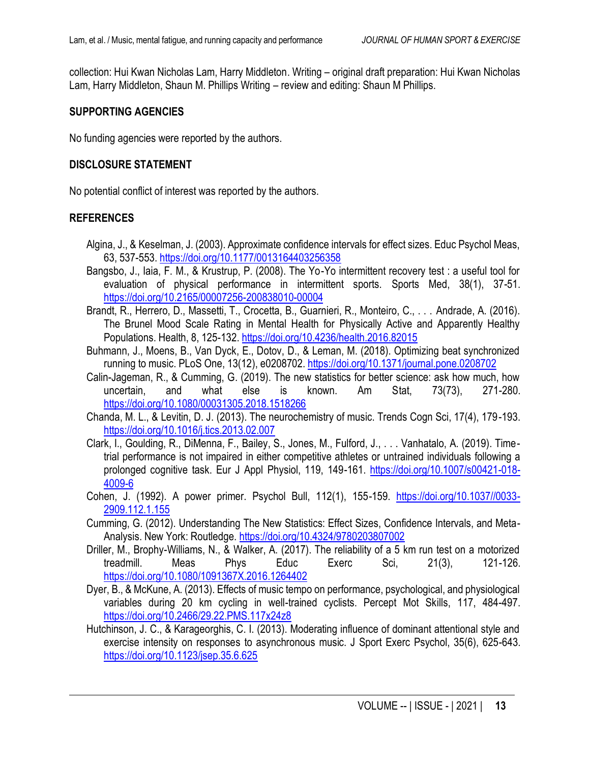collection: Hui Kwan Nicholas Lam, Harry Middleton. Writing – original draft preparation: Hui Kwan Nicholas Lam, Harry Middleton, Shaun M. Phillips Writing – review and editing: Shaun M Phillips.

## SUPPORTING AGENCIES

No funding agencies were reported by the authors.

## DISCLOSURE STATEMENT

No potential conflict of interest was reported by the authors.

## REFERENCES

Algina, J., & Keselman, J. (2003). Approximate confidence intervals for effect sizes. Educ Psychol Meas, 63, 537-553. https://doi.org/10.1177/0013164403256358

Bangsbo, J., Iaia, F. M., & Krustrup, P. (2008). The Yo-Yo intermittent recovery test : a useful tool for evaluation of physical performance in intermittent sports. Sports Med, 38(1), 37-51. https://doi.org/10.2165/00007256-200838010-00004

Brandt, R., Herrero, D., Massetti, T., Crocetta, B., Guarnieri, R., Monteiro, C., . . . Andrade, A. (2016). The Brunel Mood Scale Rating in Mental Health for Physically Active and Apparently Healthy Populations. Health, 8, 125-132. https://doi.org/10.4236/health.2016.82015

Buhmann, J., Moens, B., Van Dyck, E., Dotov, D., & Leman, M. (2018). Optimizing beat synchronized running to music. PLoS One, 13(12), e0208702. https://doi.org/10.1371/journal.pone.0208702

Calin-Jageman, R., & Cumming, G. (2019). The new statistics for better science: ask how much, how uncertain, and what else is known. Am Stat, 73(73), 271-280. https://doi.org/10.1080/00031305.2018.1518266

Chanda, M. L., & Levitin, D. J. (2013). The neurochemistry of music. Trends Cogn Sci, 17(4), 179-193. https://doi.org/10.1016/j.tics.2013.02.007

Clark, I., Goulding, R., DiMenna, F., Bailey, S., Jones, M., Fulford, J., . . . Vanhatalo, A. (2019). Time-trial performance is not impaired in either competitive athletes or untrained individuals following a prolonged cognitive task. Eur J Appl Physiol, 119, 149-161. https://doi.org/10.1007/s00421-018-4009-6

Cohen, J. (1992). A power primer. Psychol Bull, 112(1), 155-159. https://doi.org/10.1037//0033-2909.112.1.155

Cumming, G. (2012). Understanding The New Statistics: Effect Sizes, Confidence Intervals, and Meta-Analysis. New York: Routledge. https://doi.org/10.4324/9780203807002

Driller, M., Brophy-Williams, N., & Walker, A. (2017). The reliability of a 5 km run test on a motorized treadmill. Meas Phys Educ Exerc Sci, 21(3), 121-126. https://doi.org/10.1080/1091367X.2016.1264402

Dyer, B., & McKune, A. (2013). Effects of music tempo on performance, psychological, and physiological variables during 20 km cycling in well-trained cyclists. Percept Mot Skills, 117, 484-497. https://doi.org/10.2466/29.22.PMS.117x24z8

Hutchinson, J. C., & Karageorghis, C. I. (2013). Moderating influence of dominant attentional style and exercise intensity on responses to asynchronous music. J Sport Exerc Psychol, 35(6), 625-643. https://doi.org/10.1123/jsep.35.6.625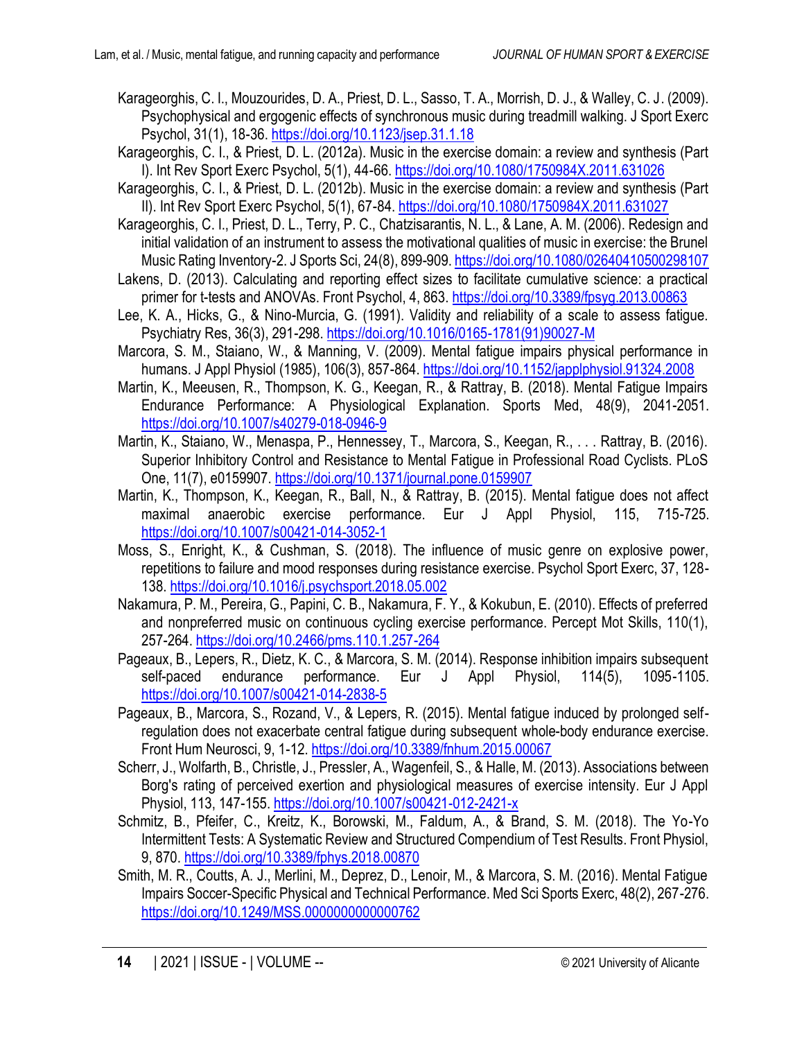Karageorghis, C. I., Mouzourides, D. A., Priest, D. L., Sasso, T. A., Morrish, D. J., & Walley, C. J. (2009). Psychophysical and ergogenic effects of synchronous music during treadmill walking. J Sport Exerc Psychol, 31(1), 18-36. https://doi.org/10.1123/jsep.31.1.18

Karageorghis, C. I., & Priest, D. L. (2012a). Music in the exercise domain: a review and synthesis (Part I). Int Rev Sport Exerc Psychol, 5(1), 44-66. https://doi.org/10.1080/1750984X.2011.631026

Karageorghis, C. I., & Priest, D. L. (2012b). Music in the exercise domain: a review and synthesis (Part II). Int Rev Sport Exerc Psychol, 5(1), 67-84. https://doi.org/10.1080/1750984X.2011.631027

Karageorghis, C. I., Priest, D. L., Terry, P. C., Chatzisarantis, N. L., & Lane, A. M. (2006). Redesign and initial validation of an instrument to assess the motivational qualities of music in exercise: the Brunel Music Rating Inventory-2. J Sports Sci, 24(8), 899-909. https://doi.org/10.1080/02640410500298107

Lakens, D. (2013). Calculating and reporting effect sizes to facilitate cumulative science: a practical primer for t-tests and ANOVAs. Front Psychol, 4, 863. https://doi.org/10.3389/fpsyg.2013.00863

Lee, K. A., Hicks, G., & Nino-Murcia, G. (1991). Validity and reliability of a scale to assess fatigue. Psychiatry Res, 36(3), 291-298. https://doi.org/10.1016/0165-1781(91)90027-M

Marcora, S. M., Staiano, W., & Manning, V. (2009). Mental fatigue impairs physical performance in humans. J Appl Physiol (1985), 106(3), 857-864. https://doi.org/10.1152/japplphysiol.91324.2008

Martin, K., Meeusen, R., Thompson, K. G., Keegan, R., & Rattray, B. (2018). Mental Fatigue Impairs Endurance Performance: A Physiological Explanation. Sports Med, 48(9), 2041-2051. https://doi.org/10.1007/s40279-018-0946-9

Martin, K., Staiano, W., Menaspa, P., Hennessey, T., Marcora, S., Keegan, R., . . . Rattray, B. (2016). Superior Inhibitory Control and Resistance to Mental Fatigue in Professional Road Cyclists. PLoS One, 11(7), e0159907. https://doi.org/10.1371/journal.pone.0159907

Martin, K., Thompson, K., Keegan, R., Ball, N., & Rattray, B. (2015). Mental fatigue does not affect maximal anaerobic exercise performance. Eur J Appl Physiol, 115, 715-725. https://doi.org/10.1007/s00421-014-3052-1

Moss, S., Enright, K., & Cushman, S. (2018). The influence of music genre on explosive power, repetitions to failure and mood responses during resistance exercise. Psychol Sport Exerc, 37, 128-138. https://doi.org/10.1016/j.psychsport.2018.05.002

Nakamura, P. M., Pereira, G., Papini, C. B., Nakamura, F. Y., & Kokubun, E. (2010). Effects of preferred and nonpreferred music on continuous cycling exercise performance. Percept Mot Skills, 110(1), 257-264. https://doi.org/10.2466/pms.110.1.257-264

Pageaux, B., Lepers, R., Dietz, K. C., & Marcora, S. M. (2014). Response inhibition impairs subsequent self-paced endurance performance. Eur J Appl Physiol, 114(5), 1095-1105. https://doi.org/10.1007/s00421-014-2838-5

Pageaux, B., Marcora, S., Rozand, V., & Lepers, R. (2015). Mental fatigue induced by prolonged self-regulation does not exacerbate central fatigue during subsequent whole-body endurance exercise. Front Hum Neurosci, 9, 1-12. https://doi.org/10.3389/fnhum.2015.00067

Scherr, J., Wolfarth, B., Christle, J., Pressler, A., Wagenfeil, S., & Halle, M. (2013). Associations between Borg's rating of perceived exertion and physiological measures of exercise intensity. Eur J Appl Physiol, 113, 147-155. https://doi.org/10.1007/s00421-012-2421-x

Schmitz, B., Pfeifer, C., Kreitz, K., Borowski, M., Faldum, A., & Brand, S. M. (2018). The Yo-Yo Intermittent Tests: A Systematic Review and Structured Compendium of Test Results. Front Physiol, 9, 870. https://doi.org/10.3389/fphys.2018.00870

Smith, M. R., Coutts, A. J., Merlini, M., Deprez, D., Lenoir, M., & Marcora, S. M. (2016). Mental Fatigue Impairs Soccer-Specific Physical and Technical Performance. Med Sci Sports Exerc, 48(2), 267-276. https://doi.org/10.1249/MSS.0000000000000762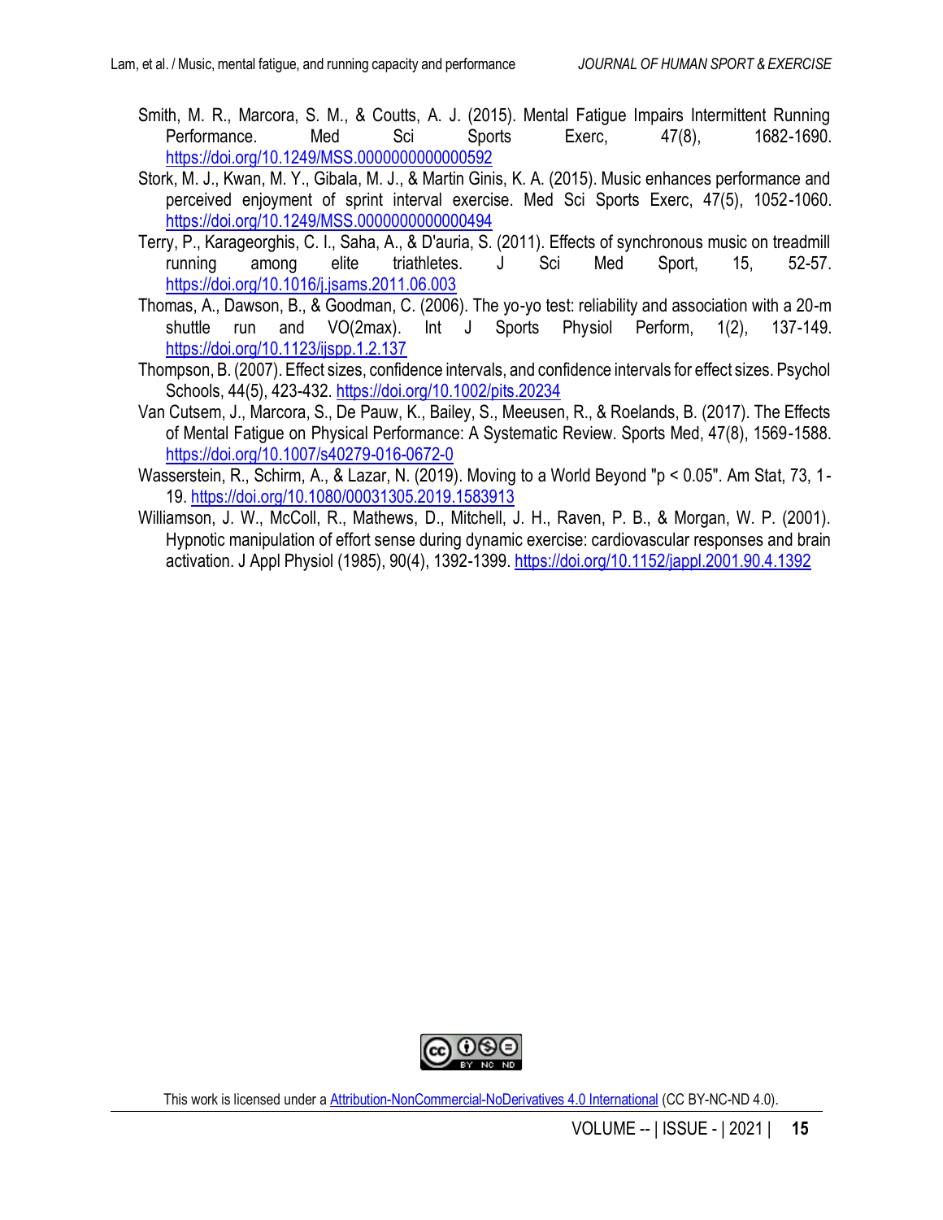Smith, M. R., Marcora, S. M., & Coutts, A. J. (2015). Mental Fatigue Impairs Intermittent Running Performance. Med Sci Sports Exerc, 47(8), 1682-1690. https://doi.org/10.1249/MSS.0000000000000592

Stork, M. J., Kwan, M. Y., Gibala, M. J., & Martin Ginis, K. A. (2015). Music enhances performance and perceived enjoyment of sprint interval exercise. Med Sci Sports Exerc, 47(5), 1052-1060. https://doi.org/10.1249/MSS.0000000000000494

Terry, P., Karageorghis, C. I., Saha, A., & D'auria, S. (2011). Effects of synchronous music on treadmill running among elite triathletes. J Sci Med Sport, 15, 52-57. https://doi.org/10.1016/j.jsams.2011.06.003

Thomas, A., Dawson, B., & Goodman, C. (2006). The yo-yo test: reliability and association with a 20-m shuttle run and VO(2max). Int J Sports Physiol Perform, 1(2), 137-149. https://doi.org/10.1123/ijspp.1.2.137

Thompson, B. (2007). Effect sizes, confidence intervals, and confidence intervals for effect sizes. Psychol Schools, 44(5), 423-432. https://doi.org/10.1002/pits.20234

Van Cutsem, J., Marcora, S., De Pauw, K., Bailey, S., Meeusen, R., & Roelands, B. (2017). The Effects of Mental Fatigue on Physical Performance: A Systematic Review. Sports Med, 47(8), 1569-1588. https://doi.org/10.1007/s40279-016-0672-0

Wasserstein, R., Schirm, A., & Lazar, N. (2019). Moving to a World Beyond "p < 0.05". Am Stat, 73, 1-19. https://doi.org/10.1080/00031305.2019.1583913

Williamson, J. W., McColl, R., Mathews, D., Mitchell, J. H., Raven, P. B., & Morgan, W. P. (2001). Hypnotic manipulation of effort sense during dynamic exercise: cardiovascular responses and brain activation. J Appl Physiol (1985), 90(4), 1392-1399. https://doi.org/10.1152/jappl.2001.90.4.1392

This work is licensed under a Attribution-NonCommercial-NoDerivatives 4.0 International (CC BY-NC-ND 4.0).